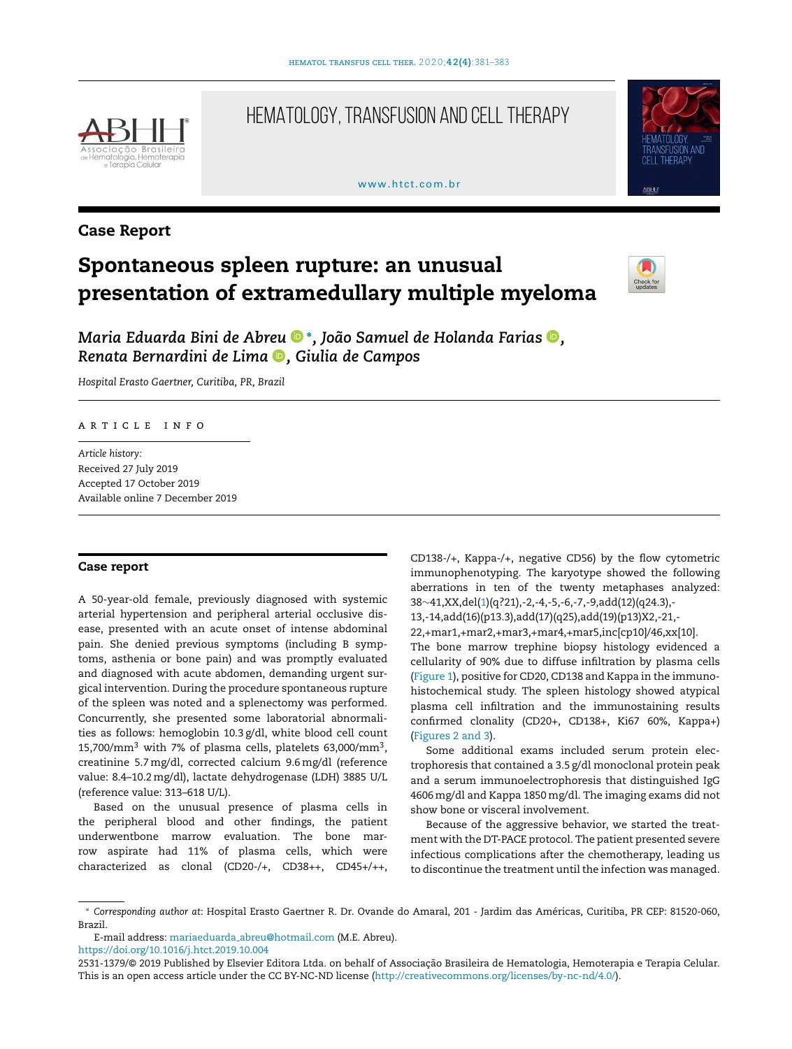Case Report

# Spontaneous spleen rupture: an unusual presentation of extramedullary multiple myeloma

*Maria Eduarda Bini de Abreu* *, *João Samuel de Holanda Farias*, *Renata Bernardini de Lima*, *Giulia de Campos*

*Hospital Erasto Gaertner, Curitiba, PR, Brazil*

ARTICLE INFO

*Article history:*
Received 27 July 2019
Accepted 17 October 2019
Available online 7 December 2019

## Case report

A 50-year-old female, previously diagnosed with systemic arterial hypertension and peripheral arterial occlusive disease, presented with an acute onset of intense abdominal pain. She denied previous symptoms (including B symptoms, asthenia or bone pain) and was promptly evaluated and diagnosed with acute abdomen, demanding urgent surgical intervention. During the procedure spontaneous rupture of the spleen was noted and a splenectomy was performed. Concurrently, she presented some laboratorial abnormalities as follows: hemoglobin 10.3 g/dl, white blood cell count 15,700/mm$^3$ with 7% of plasma cells, platelets 63,000/mm$^3$, creatinine 5.7 mg/dl, corrected calcium 9.6 mg/dl (reference value: 8.4–10.2 mg/dl), lactate dehydrogenase (LDH) 3885 U/L (reference value: 313–618 U/L).

Based on the unusual presence of plasma cells in the peripheral blood and other findings, the patient underwentbone marrow evaluation. The bone marrow aspirate had 11% of plasma cells, which were characterized as clonal (CD20-/+, CD38++, CD45+/++, CD138-/+, Kappa-/+, negative CD56) by the flow cytometric immunophenotyping. The karyotype showed the following aberrations in ten of the twenty metaphases analyzed: 38~41,XX,del(1)(q?21),-2,-4,-5,-6,-7,-9,add(12)(q24.3),-13,-14,add(16)(p13.3),add(17)(q25),add(19)(p13)X2,-21,-22,+mar1,+mar2,+mar3,+mar4,+mar5,inc[cp10]/46,xx[10]. The bone marrow trephine biopsy histology evidenced a cellularity of 90% due to diffuse infiltration by plasma cells (Figure 1), positive for CD20, CD138 and Kappa in the immunohistochemical study. The spleen histology showed atypical plasma cell infiltration and the immunostaining results confirmed clonality (CD20+, CD138+, Ki67 60%, Kappa+) (Figures 2 and 3).

Some additional exams included serum protein electrophoresis that contained a 3.5 g/dl monoclonal protein peak and a serum immunoelectrophoresis that distinguished IgG 4606 mg/dl and Kappa 1850 mg/dl. The imaging exams did not show bone or visceral involvement.

Because of the aggressive behavior, we started the treatment with the DT-PACE protocol. The patient presented severe infectious complications after the chemotherapy, leading us to discontinue the treatment until the infection was managed.

* *Corresponding author at*: Hospital Erasto Gaertner R. Dr. Ovande do Amaral, 201 - Jardim das Américas, Curitiba, PR CEP: 81520-060, Brazil.

E-mail address: mariaeduarda_abreu@hotmail.com (M.E. Abreu).

https://doi.org/10.1016/j.htct.2019.10.004

2531-1379/© 2019 Published by Elsevier Editora Ltda. on behalf of Associação Brasileira de Hematologia, Hemoterapia e Terapia Celular. This is an open access article under the CC BY-NC-ND license (http://creativecommons.org/licenses/by-nc-nd/4.0/).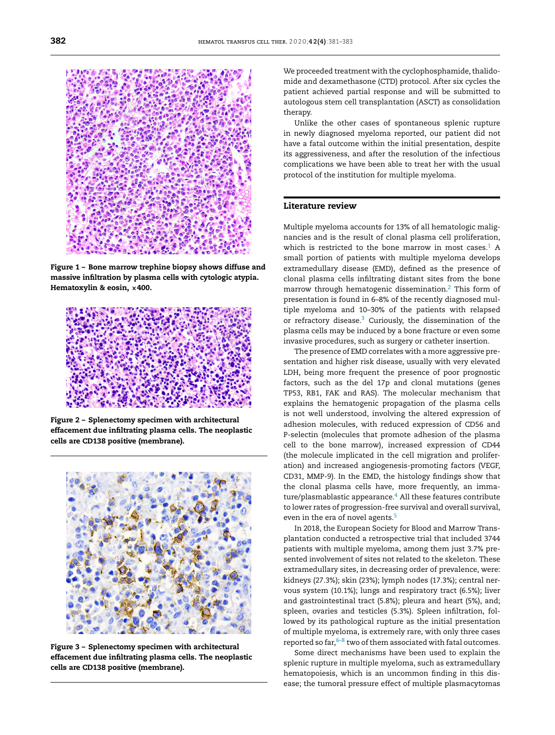Figure 1 – Bone marrow trephine biopsy shows diffuse and massive infiltration by plasma cells with cytologic atypia. Hematoxylin & eosin, ×400.

Figure 2 – Splenectomy specimen with architectural effacement due infiltrating plasma cells. The neoplastic cells are CD138 positive (membrane).

Figure 3 – Splenectomy specimen with architectural effacement due infiltrating plasma cells. The neoplastic cells are CD138 positive (membrane).

We proceeded treatment with the cyclophosphamide, thalidomide and dexamethasone (CTD) protocol. After six cycles the patient achieved partial response and will be submitted to autologous stem cell transplantation (ASCT) as consolidation therapy.

Unlike the other cases of spontaneous splenic rupture in newly diagnosed myeloma reported, our patient did not have a fatal outcome within the initial presentation, despite its aggressiveness, and after the resolution of the infectious complications we have been able to treat her with the usual protocol of the institution for multiple myeloma.

## Literature review

Multiple myeloma accounts for 13% of all hematologic malignancies and is the result of clonal plasma cell proliferation, which is restricted to the bone marrow in most cases.[1] A small portion of patients with multiple myeloma develops extramedullary disease (EMD), defined as the presence of clonal plasma cells infiltrating distant sites from the bone marrow through hematogenic dissemination.[2] This form of presentation is found in 6–8% of the recently diagnosed multiple myeloma and 10–30% of the patients with relapsed or refractory disease.[3] Curiously, the dissemination of the plasma cells may be induced by a bone fracture or even some invasive procedures, such as surgery or catheter insertion.

The presence of EMD correlates with a more aggressive presentation and higher risk disease, usually with very elevated LDH, being more frequent the presence of poor prognostic factors, such as the del 17p and clonal mutations (genes TP53, RB1, FAK and RAS). The molecular mechanism that explains the hematogenic propagation of the plasma cells is not well understood, involving the altered expression of adhesion molecules, with reduced expression of CD56 and P-selectin (molecules that promote adhesion of the plasma cell to the bone marrow), increased expression of CD44 (the molecule implicated in the cell migration and proliferation) and increased angiogenesis-promoting factors (VEGF, CD31, MMP-9). In the EMD, the histology findings show that the clonal plasma cells have, more frequently, an immature/plasmablastic appearance.[4] All these features contribute to lower rates of progression-free survival and overall survival, even in the era of novel agents.[5]

In 2018, the European Society for Blood and Marrow Transplantation conducted a retrospective trial that included 3744 patients with multiple myeloma, among them just 3.7% presented involvement of sites not related to the skeleton. These extramedullary sites, in decreasing order of prevalence, were: kidneys (27.3%); skin (23%); lymph nodes (17.3%); central nervous system (10.1%); lungs and respiratory tract (6.5%); liver and gastrointestinal tract (5.8%); pleura and heart (5%), and; spleen, ovaries and testicles (5.3%). Spleen infiltration, followed by its pathological rupture as the initial presentation of multiple myeloma, is extremely rare, with only three cases reported so far,[6–8] two of them associated with fatal outcomes.

Some direct mechanisms have been used to explain the splenic rupture in multiple myeloma, such as extramedullary hematopoiesis, which is an uncommon finding in this disease; the tumoral pressure effect of multiple plasmacytomas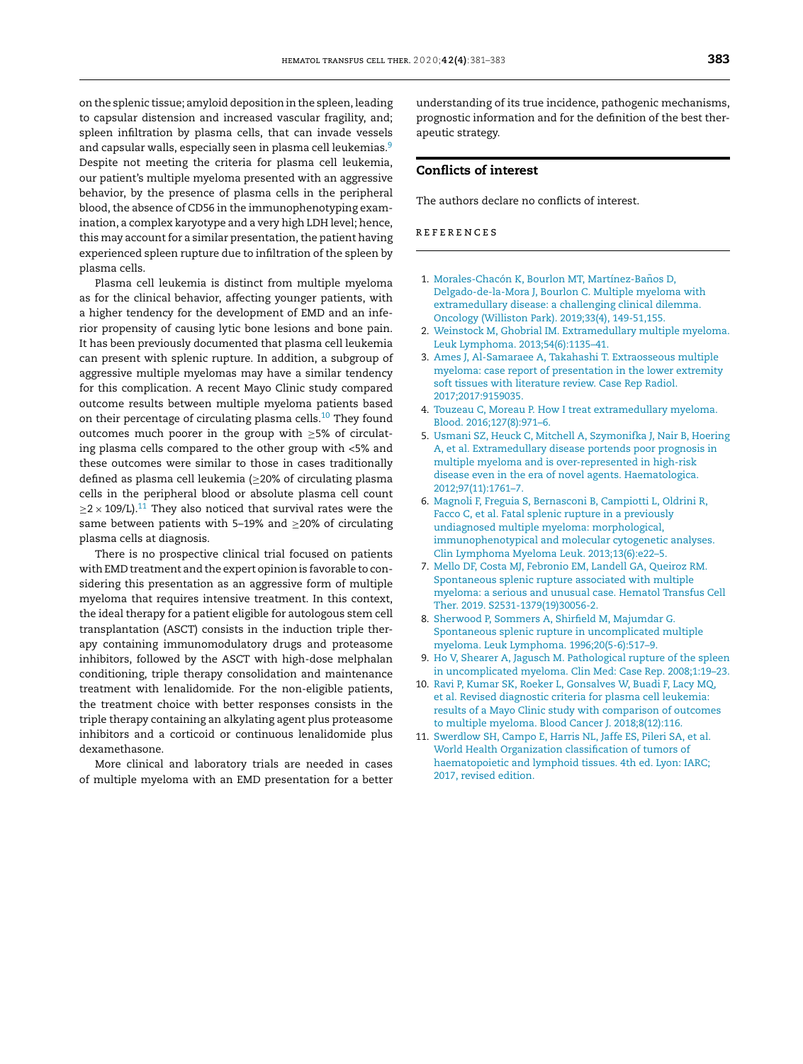on the splenic tissue; amyloid deposition in the spleen, leading to capsular distension and increased vascular fragility, and; spleen infiltration by plasma cells, that can invade vessels and capsular walls, especially seen in plasma cell leukemias.[9] Despite not meeting the criteria for plasma cell leukemia, our patient's multiple myeloma presented with an aggressive behavior, by the presence of plasma cells in the peripheral blood, the absence of CD56 in the immunophenotyping examination, a complex karyotype and a very high LDH level; hence, this may account for a similar presentation, the patient having experienced spleen rupture due to infiltration of the spleen by plasma cells.

Plasma cell leukemia is distinct from multiple myeloma as for the clinical behavior, affecting younger patients, with a higher tendency for the development of EMD and an inferior propensity of causing lytic bone lesions and bone pain. It has been previously documented that plasma cell leukemia can present with splenic rupture. In addition, a subgroup of aggressive multiple myelomas may have a similar tendency for this complication. A recent Mayo Clinic study compared outcome results between multiple myeloma patients based on their percentage of circulating plasma cells.[10] They found outcomes much poorer in the group with $\geq$5% of circulating plasma cells compared to the other group with <5% and these outcomes were similar to those in cases traditionally defined as plasma cell leukemia ($\geq$20% of circulating plasma cells in the peripheral blood or absolute plasma cell count $\geq 2 \times 109/\text{L}$).[11] They also noticed that survival rates were the same between patients with 5–19% and $\geq$20% of circulating plasma cells at diagnosis.

There is no prospective clinical trial focused on patients with EMD treatment and the expert opinion is favorable to considering this presentation as an aggressive form of multiple myeloma that requires intensive treatment. In this context, the ideal therapy for a patient eligible for autologous stem cell transplantation (ASCT) consists in the induction triple therapy containing immunomodulatory drugs and proteasome inhibitors, followed by the ASCT with high-dose melphalan conditioning, triple therapy consolidation and maintenance treatment with lenalidomide. For the non-eligible patients, the treatment choice with better responses consists in the triple therapy containing an alkylating agent plus proteasome inhibitors and a corticoid or continuous lenalidomide plus dexamethasone.

More clinical and laboratory trials are needed in cases of multiple myeloma with an EMD presentation for a better understanding of its true incidence, pathogenic mechanisms, prognostic information and for the definition of the best therapeutic strategy.

## Conflicts of interest

The authors declare no conflicts of interest.

## REFERENCES

1. Morales-Chacón K, Bourlon MT, Martínez-Baños D, Delgado-de-la-Mora J, Bourlon C. Multiple myeloma with extramedullary disease: a challenging clinical dilemma. Oncology (Williston Park). 2019;33(4), 149-51,155.
2. Weinstock M, Ghobrial IM. Extramedullary multiple myeloma. Leuk Lymphoma. 2013;54(6):1135–41.
3. Ames J, Al-Samaraee A, Takahashi T. Extraosseous multiple myeloma: case report of presentation in the lower extremity soft tissues with literature review. Case Rep Radiol. 2017;2017:9159035.
4. Touzeau C, Moreau P. How I treat extramedullary myeloma. Blood. 2016;127(8):971–6.
5. Usmani SZ, Heuck C, Mitchell A, Szymonifka J, Nair B, Hoering A, et al. Extramedullary disease portends poor prognosis in multiple myeloma and is over-represented in high-risk disease even in the era of novel agents. Haematologica. 2012;97(11):1761–7.
6. Magnoli F, Freguia S, Bernasconi B, Campiotti L, Oldrini R, Facco C, et al. Fatal splenic rupture in a previously undiagnosed multiple myeloma: morphological, immunophenotypical and molecular cytogenetic analyses. Clin Lymphoma Myeloma Leuk. 2013;13(6):e22–5.
7. Mello DF, Costa MJ, Febronio EM, Landell GA, Queiroz RM. Spontaneous splenic rupture associated with multiple myeloma: a serious and unusual case. Hematol Transfus Cell Ther. 2019. S2531-1379(19)30056-2.
8. Sherwood P, Sommers A, Shirfield M, Majumdar G. Spontaneous splenic rupture in uncomplicated multiple myeloma. Leuk Lymphoma. 1996;20(5-6):517–9.
9. Ho V, Shearer A, Jagusch M. Pathological rupture of the spleen in uncomplicated myeloma. Clin Med: Case Rep. 2008;1:19–23.
10. Ravi P, Kumar SK, Roeker L, Gonsalves W, Buadi F, Lacy MQ, et al. Revised diagnostic criteria for plasma cell leukemia: results of a Mayo Clinic study with comparison of outcomes to multiple myeloma. Blood Cancer J. 2018;8(12):116.
11. Swerdlow SH, Campo E, Harris NL, Jaffe ES, Pileri SA, et al. World Health Organization classification of tumors of haematopoietic and lymphoid tissues. 4th ed. Lyon: IARC; 2017, revised edition.